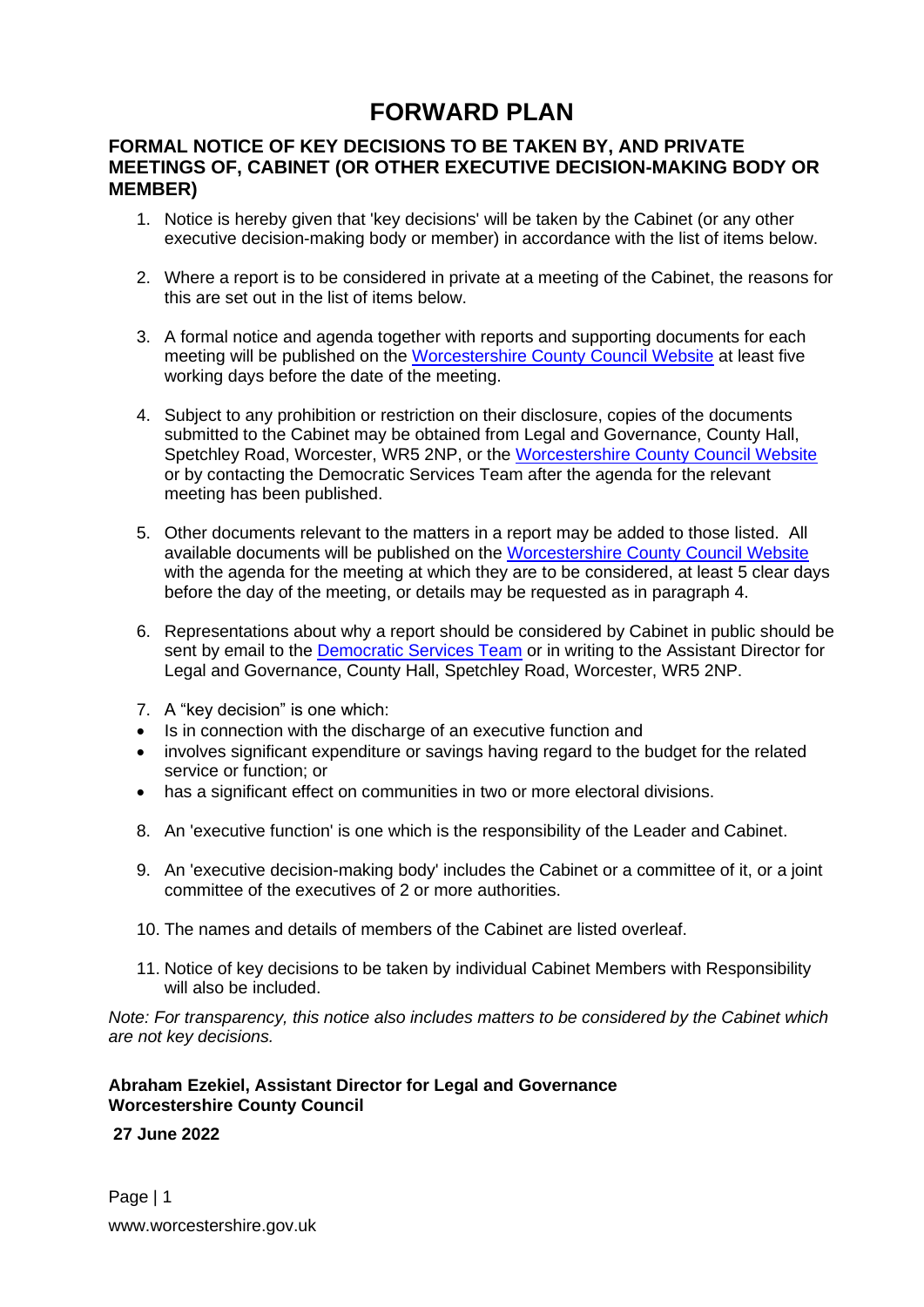# FORWARD PLAN

## FORMAL NOTICE OF KEY DECISIONS TO BE TAKEN BY, AND PRIVATE MEETINGS OF, CABINET (OR OTHER EXECUTIVE DECISION-MAKING BODY OR MEMBER)

1. Notice is hereby given that 'key decisions' will be taken by the Cabinet (or any other executive decision-making body or member) in accordance with the list of items below.

2. Where a report is to be considered in private at a meeting of the Cabinet, the reasons for this are set out in the list of items below.

3. A formal notice and agenda together with reports and supporting documents for each meeting will be published on the Worcestershire County Council Website at least five working days before the date of the meeting.

4. Subject to any prohibition or restriction on their disclosure, copies of the documents submitted to the Cabinet may be obtained from Legal and Governance, County Hall, Spetchley Road, Worcester, WR5 2NP, or the Worcestershire County Council Website or by contacting the Democratic Services Team after the agenda for the relevant meeting has been published.

5. Other documents relevant to the matters in a report may be added to those listed. All available documents will be published on the Worcestershire County Council Website with the agenda for the meeting at which they are to be considered, at least 5 clear days before the day of the meeting, or details may be requested as in paragraph 4.

6. Representations about why a report should be considered by Cabinet in public should be sent by email to the Democratic Services Team or in writing to the Assistant Director for Legal and Governance, County Hall, Spetchley Road, Worcester, WR5 2NP.

7. A "key decision" is one which:

- Is in connection with the discharge of an executive function and
- involves significant expenditure or savings having regard to the budget for the related service or function; or
- has a significant effect on communities in two or more electoral divisions.

8. An 'executive function' is one which is the responsibility of the Leader and Cabinet.

9. An 'executive decision-making body' includes the Cabinet or a committee of it, or a joint committee of the executives of 2 or more authorities.

10. The names and details of members of the Cabinet are listed overleaf.

11. Notice of key decisions to be taken by individual Cabinet Members with Responsibility will also be included.

*Note: For transparency, this notice also includes matters to be considered by the Cabinet which are not key decisions.*

**Abraham Ezekiel, Assistant Director for Legal and Governance**
**Worcestershire County Council**

**27 June 2022**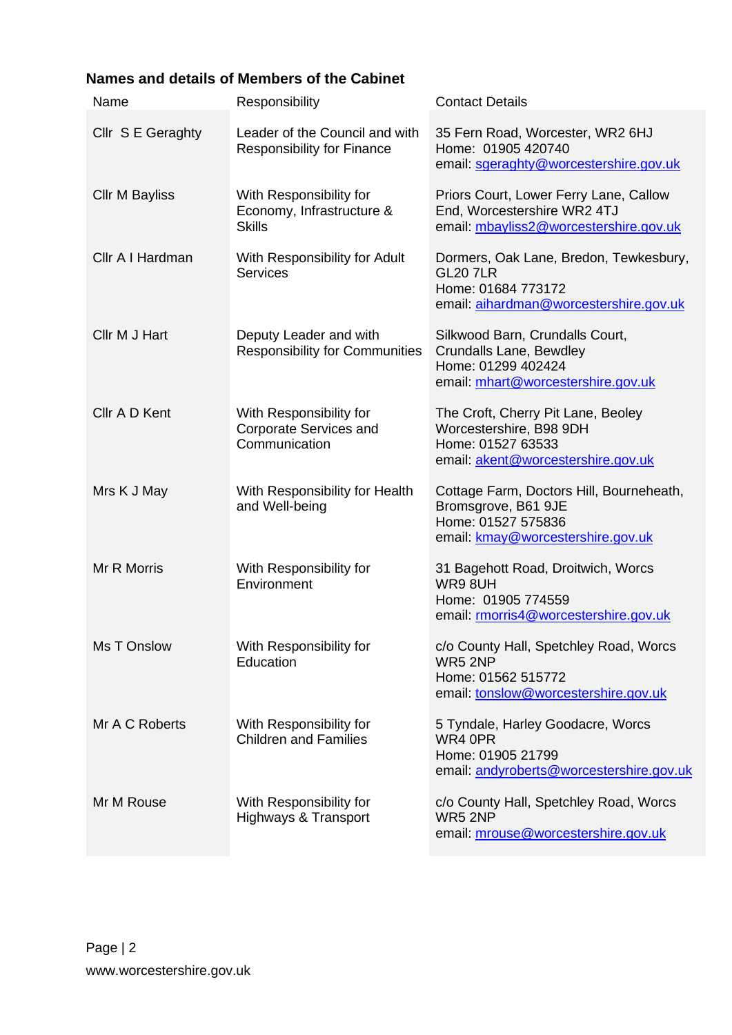**Names and details of Members of the Cabinet**

| Name | Responsibility | Contact Details |
|---|---|---|
| Cllr S E Geraghty | Leader of the Council and with Responsibility for Finance | 35 Fern Road, Worcester, WR2 6HJ<br>Home: 01905 420740<br>email: sgeraghty@worcestershire.gov.uk |
| Cllr M Bayliss | With Responsibility for Economy, Infrastructure & Skills | Priors Court, Lower Ferry Lane, Callow End, Worcestershire WR2 4TJ<br>email: mbayliss2@worcestershire.gov.uk |
| Cllr A I Hardman | With Responsibility for Adult Services | Dormers, Oak Lane, Bredon, Tewkesbury, GL20 7LR<br>Home: 01684 773172<br>email: aihardman@worcestershire.gov.uk |
| Cllr M J Hart | Deputy Leader and with Responsibility for Communities | Silkwood Barn, Crundalls Court, Crundalls Lane, Bewdley<br>Home: 01299 402424<br>email: mhart@worcestershire.gov.uk |
| Cllr A D Kent | With Responsibility for Corporate Services and Communication | The Croft, Cherry Pit Lane, Beoley Worcestershire, B98 9DH<br>Home: 01527 63533<br>email: akent@worcestershire.gov.uk |
| Mrs K J May | With Responsibility for Health and Well-being | Cottage Farm, Doctors Hill, Bourneheath, Bromsgrove, B61 9JE<br>Home: 01527 575836<br>email: kmay@worcestershire.gov.uk |
| Mr R Morris | With Responsibility for Environment | 31 Bagehott Road, Droitwich, Worcs WR9 8UH<br>Home: 01905 774559<br>email: rmorris4@worcestershire.gov.uk |
| Ms T Onslow | With Responsibility for Education | c/o County Hall, Spetchley Road, Worcs WR5 2NP<br>Home: 01562 515772<br>email: tonslow@worcestershire.gov.uk |
| Mr A C Roberts | With Responsibility for Children and Families | 5 Tyndale, Harley Goodacre, Worcs WR4 0PR<br>Home: 01905 21799<br>email: andyroberts@worcestershire.gov.uk |
| Mr M Rouse | With Responsibility for Highways & Transport | c/o County Hall, Spetchley Road, Worcs WR5 2NP<br>email: mrouse@worcestershire.gov.uk |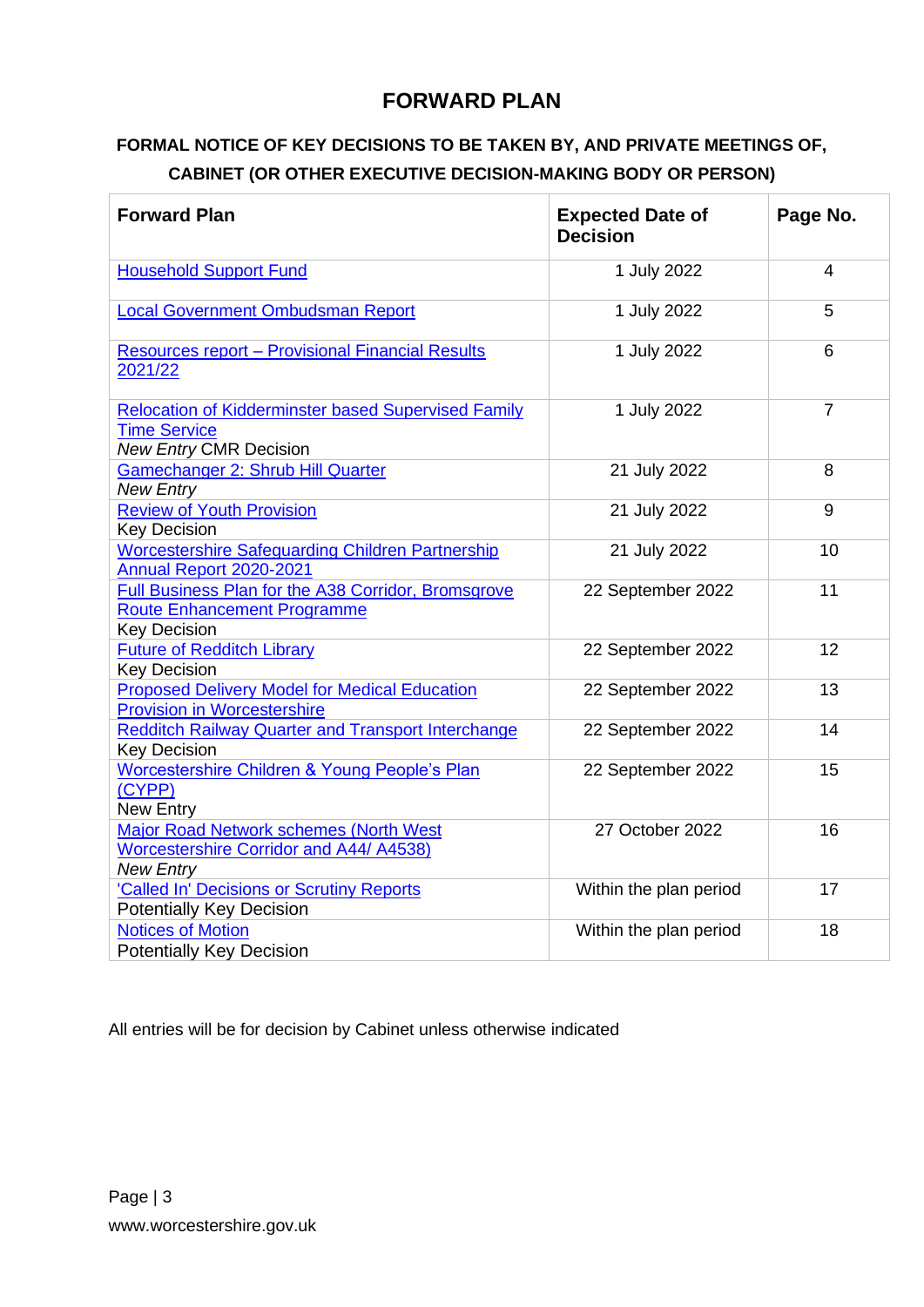# FORWARD PLAN

## FORMAL NOTICE OF KEY DECISIONS TO BE TAKEN BY, AND PRIVATE MEETINGS OF, CABINET (OR OTHER EXECUTIVE DECISION-MAKING BODY OR PERSON)

| Forward Plan | Expected Date of Decision | Page No. |
|---|---|---|
| Household Support Fund | 1 July 2022 | 4 |
| Local Government Ombudsman Report | 1 July 2022 | 5 |
| Resources report – Provisional Financial Results 2021/22 | 1 July 2022 | 6 |
| Relocation of Kidderminster based Supervised Family Time Service<br>*New Entry* CMR Decision | 1 July 2022 | 7 |
| Gamechanger 2: Shrub Hill Quarter<br>*New Entry* | 21 July 2022 | 8 |
| Review of Youth Provision<br>Key Decision | 21 July 2022 | 9 |
| Worcestershire Safeguarding Children Partnership Annual Report 2020-2021 | 21 July 2022 | 10 |
| Full Business Plan for the A38 Corridor, Bromsgrove Route Enhancement Programme<br>Key Decision | 22 September 2022 | 11 |
| Future of Redditch Library<br>Key Decision | 22 September 2022 | 12 |
| Proposed Delivery Model for Medical Education Provision in Worcestershire | 22 September 2022 | 13 |
| Redditch Railway Quarter and Transport Interchange<br>Key Decision | 22 September 2022 | 14 |
| Worcestershire Children & Young People's Plan (CYPP)<br>New Entry | 22 September 2022 | 15 |
| Major Road Network schemes (North West Worcestershire Corridor and A44/ A4538)<br>*New Entry* | 27 October 2022 | 16 |
| 'Called In' Decisions or Scrutiny Reports<br>Potentially Key Decision | Within the plan period | 17 |
| Notices of Motion<br>Potentially Key Decision | Within the plan period | 18 |

All entries will be for decision by Cabinet unless otherwise indicated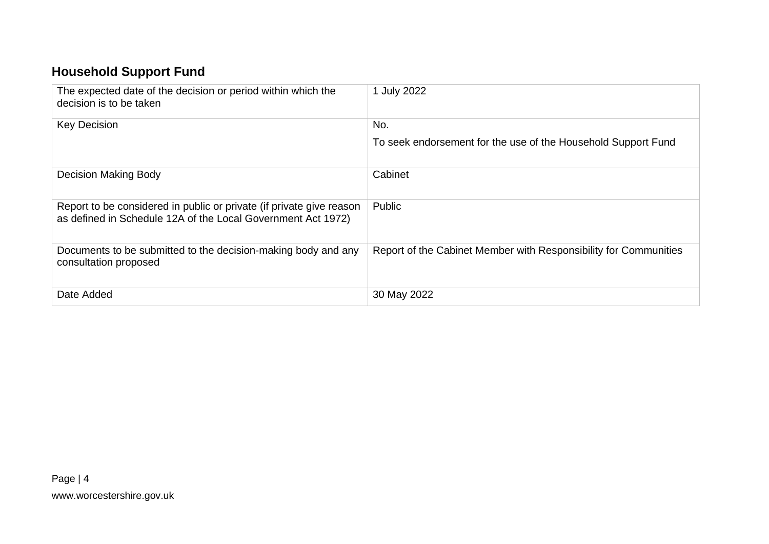## Household Support Fund

| | |
|---|---|
| The expected date of the decision or period within which the decision is to be taken | 1 July 2022 |
| Key Decision | No.<br><br>To seek endorsement for the use of the Household Support Fund |
| Decision Making Body | Cabinet |
| Report to be considered in public or private (if private give reason as defined in Schedule 12A of the Local Government Act 1972) | Public |
| Documents to be submitted to the decision-making body and any consultation proposed | Report of the Cabinet Member with Responsibility for Communities |
| Date Added | 30 May 2022 |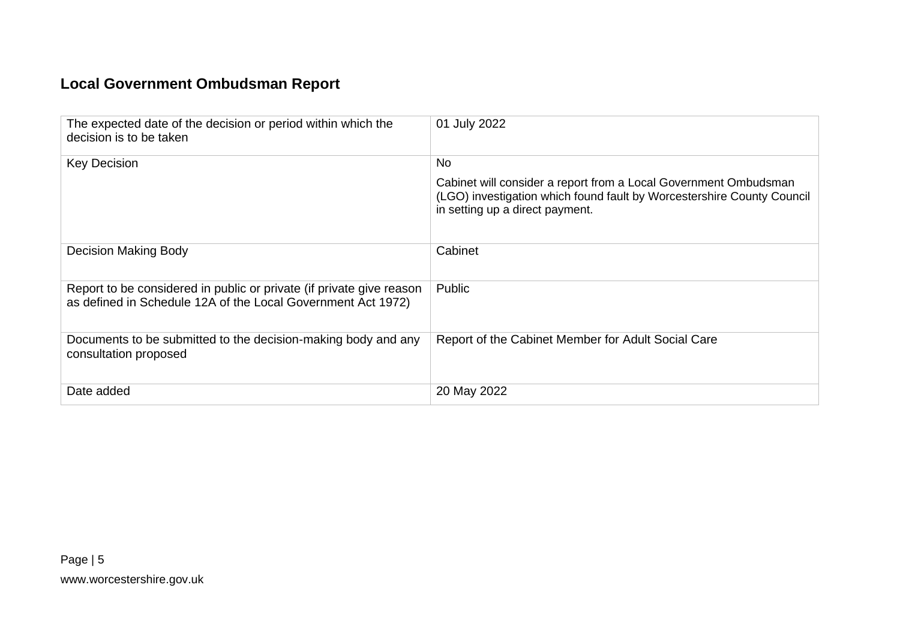## Local Government Ombudsman Report

| | |
|---|---|
| The expected date of the decision or period within which the decision is to be taken | 01 July 2022 |
| Key Decision | No<br><br>Cabinet will consider a report from a Local Government Ombudsman (LGO) investigation which found fault by Worcestershire County Council in setting up a direct payment. |
| Decision Making Body | Cabinet |
| Report to be considered in public or private (if private give reason as defined in Schedule 12A of the Local Government Act 1972) | Public |
| Documents to be submitted to the decision-making body and any consultation proposed | Report of the Cabinet Member for Adult Social Care |
| Date added | 20 May 2022 |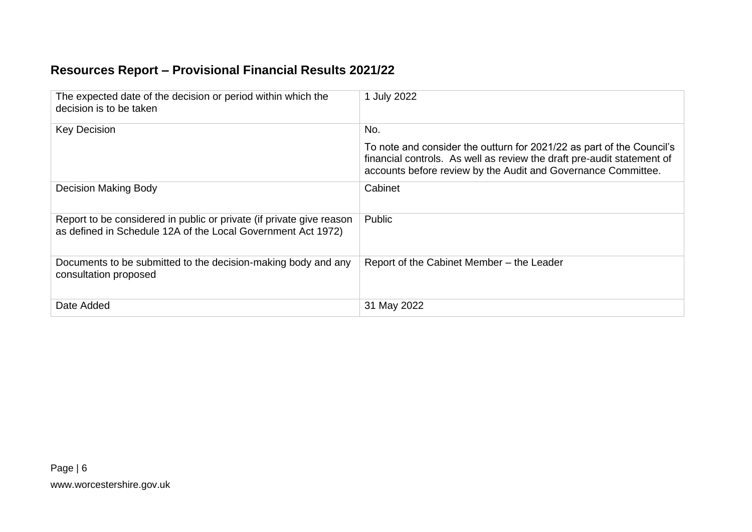## Resources Report – Provisional Financial Results 2021/22

| | |
|---|---|
| The expected date of the decision or period within which the decision is to be taken | 1 July 2022 |
| Key Decision | No.<br><br>To note and consider the outturn for 2021/22 as part of the Council's financial controls. As well as review the draft pre-audit statement of accounts before review by the Audit and Governance Committee. |
| Decision Making Body | Cabinet |
| Report to be considered in public or private (if private give reason as defined in Schedule 12A of the Local Government Act 1972) | Public |
| Documents to be submitted to the decision-making body and any consultation proposed | Report of the Cabinet Member – the Leader |
| Date Added | 31 May 2022 |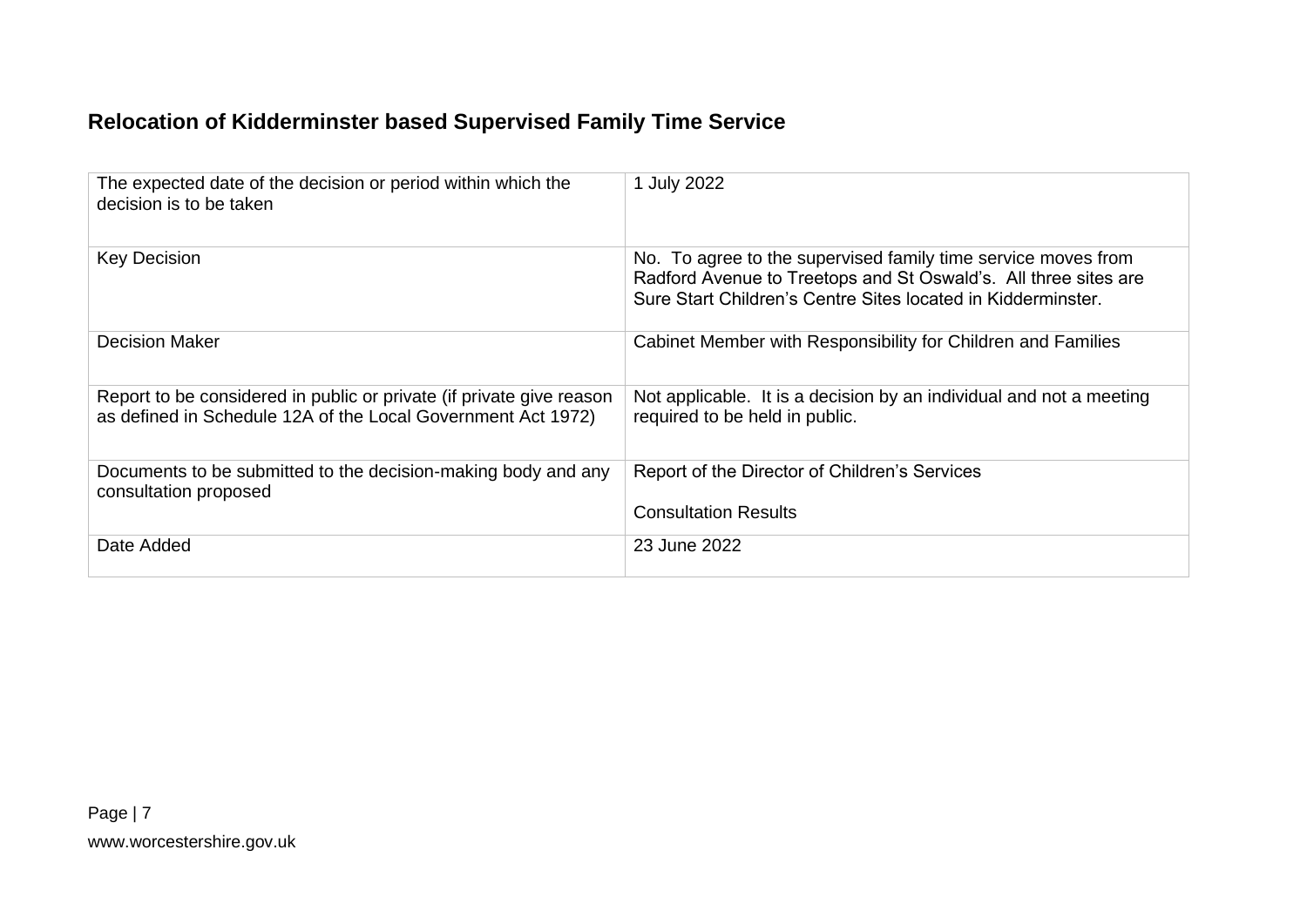## Relocation of Kidderminster based Supervised Family Time Service

| | |
|---|---|
| The expected date of the decision or period within which the decision is to be taken | 1 July 2022 |
| Key Decision | No. To agree to the supervised family time service moves from Radford Avenue to Treetops and St Oswald's. All three sites are Sure Start Children's Centre Sites located in Kidderminster. |
| Decision Maker | Cabinet Member with Responsibility for Children and Families |
| Report to be considered in public or private (if private give reason as defined in Schedule 12A of the Local Government Act 1972) | Not applicable. It is a decision by an individual and not a meeting required to be held in public. |
| Documents to be submitted to the decision-making body and any consultation proposed | Report of the Director of Children's Services<br><br>Consultation Results |
| Date Added | 23 June 2022 |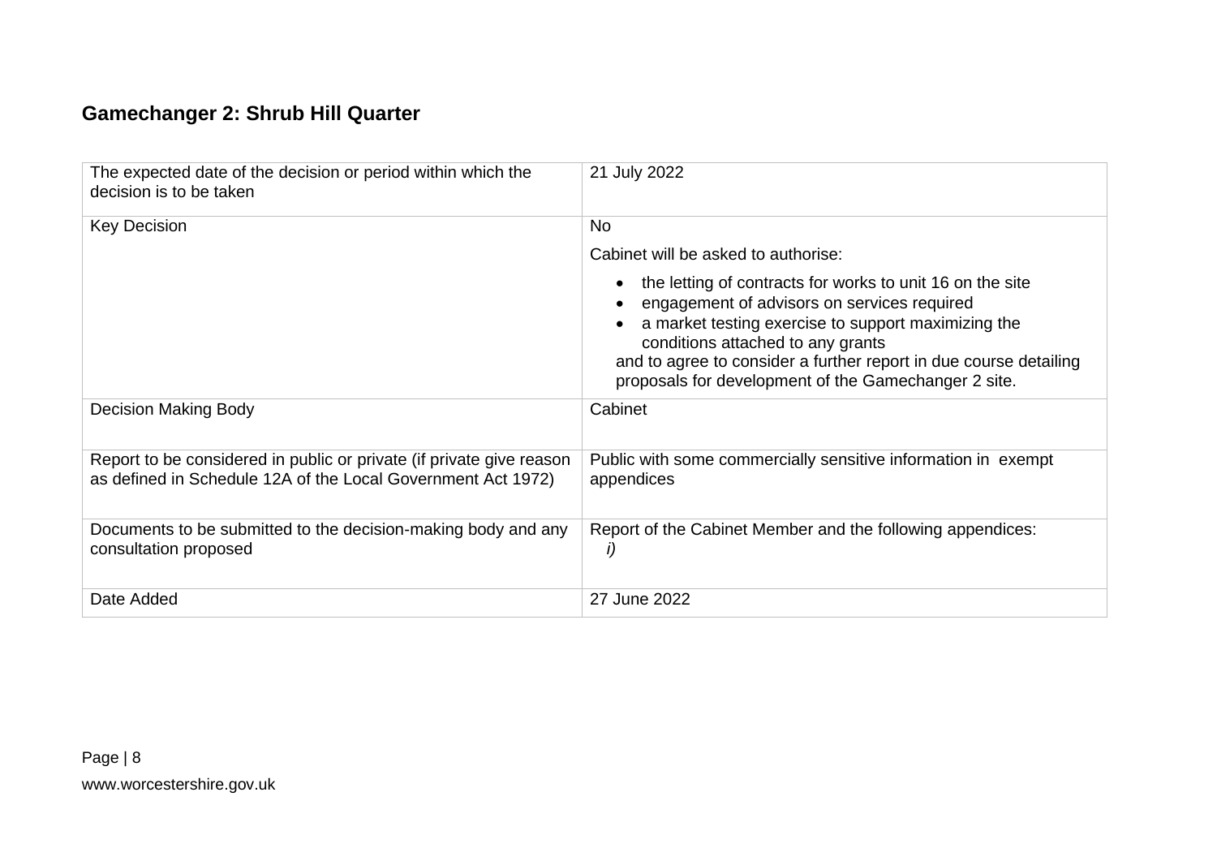## Gamechanger 2: Shrub Hill Quarter

| | |
|---|---|
| The expected date of the decision or period within which the decision is to be taken | 21 July 2022 |
| Key Decision | No<br><br>Cabinet will be asked to authorise:<br><br>• the letting of contracts for works to unit 16 on the site<br>• engagement of advisors on services required<br>• a market testing exercise to support maximizing the conditions attached to any grants<br><br>and to agree to consider a further report in due course detailing proposals for development of the Gamechanger 2 site. |
| Decision Making Body | Cabinet |
| Report to be considered in public or private (if private give reason as defined in Schedule 12A of the Local Government Act 1972) | Public with some commercially sensitive information in exempt appendices |
| Documents to be submitted to the decision-making body and any consultation proposed | Report of the Cabinet Member and the following appendices:<br>*i)* |
| Date Added | 27 June 2022 |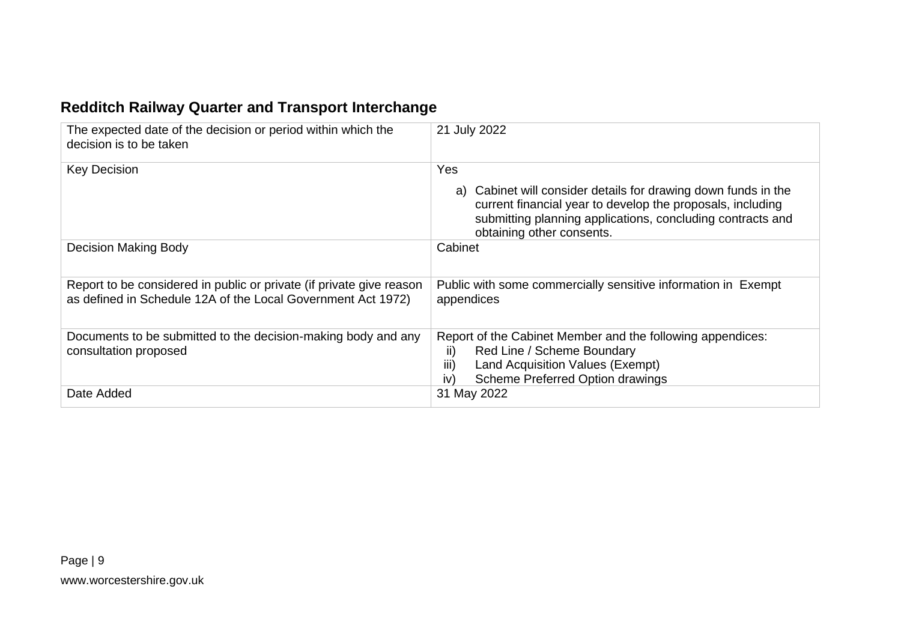## Redditch Railway Quarter and Transport Interchange

| The expected date of the decision or period within which the decision is to be taken | 21 July 2022 |
|---|---|
| Key Decision | Yes<br><br>a) Cabinet will consider details for drawing down funds in the current financial year to develop the proposals, including submitting planning applications, concluding contracts and obtaining other consents. |
| Decision Making Body | Cabinet |
| Report to be considered in public or private (if private give reason as defined in Schedule 12A of the Local Government Act 1972) | Public with some commercially sensitive information in Exempt appendices |
| Documents to be submitted to the decision-making body and any consultation proposed | Report of the Cabinet Member and the following appendices:<br>ii) Red Line / Scheme Boundary<br>iii) Land Acquisition Values (Exempt)<br>iv) Scheme Preferred Option drawings |
| Date Added | 31 May 2022 |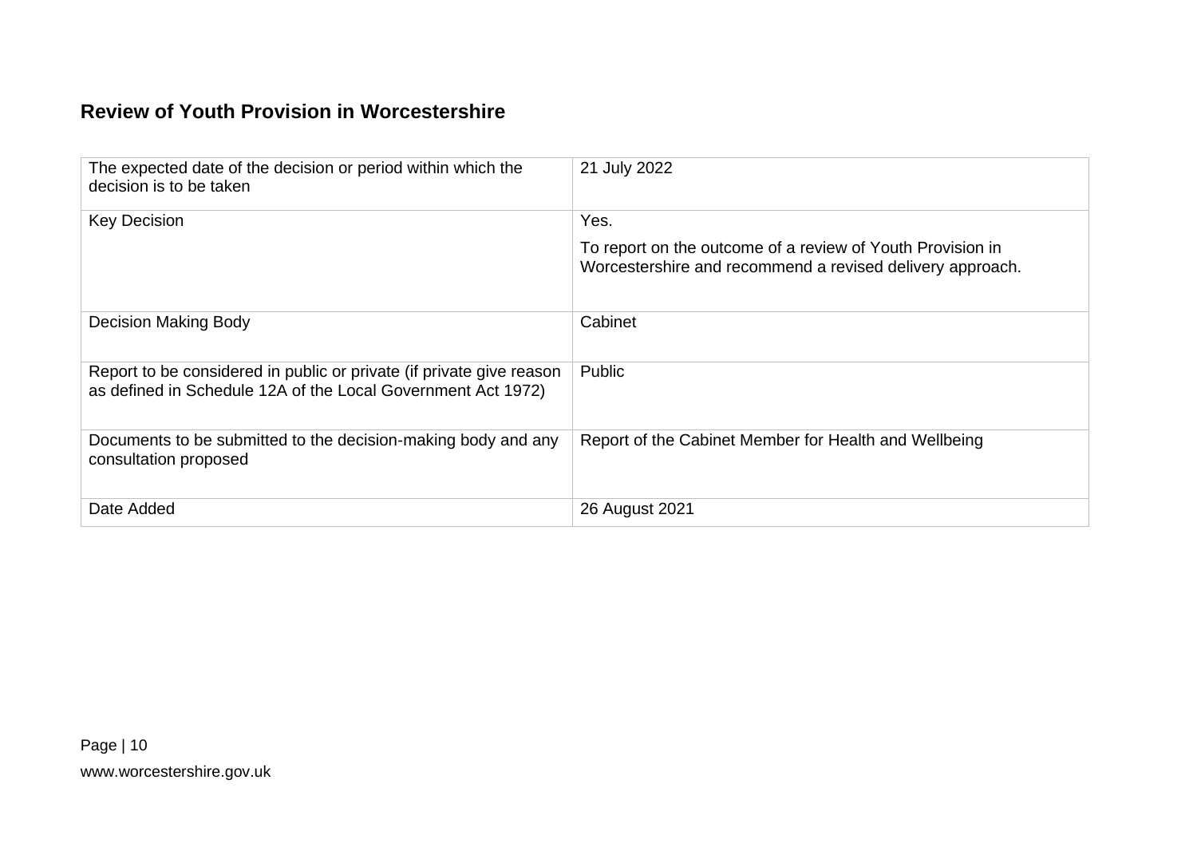## Review of Youth Provision in Worcestershire

| | |
|---|---|
| The expected date of the decision or period within which the decision is to be taken | 21 July 2022 |
| Key Decision | Yes.<br><br>To report on the outcome of a review of Youth Provision in Worcestershire and recommend a revised delivery approach. |
| Decision Making Body | Cabinet |
| Report to be considered in public or private (if private give reason as defined in Schedule 12A of the Local Government Act 1972) | Public |
| Documents to be submitted to the decision-making body and any consultation proposed | Report of the Cabinet Member for Health and Wellbeing |
| Date Added | 26 August 2021 |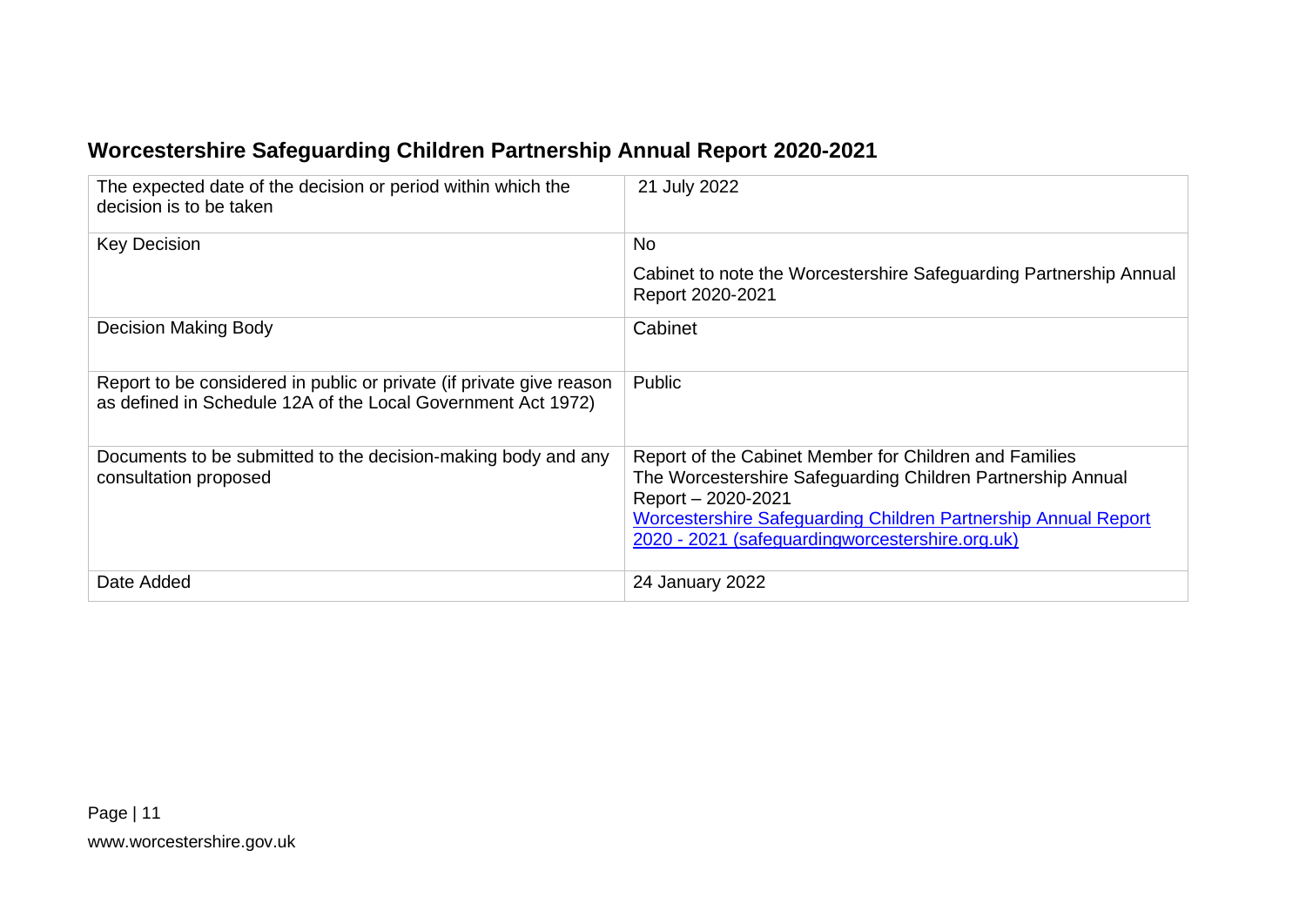## Worcestershire Safeguarding Children Partnership Annual Report 2020-2021

| | |
|---|---|
| The expected date of the decision or period within which the decision is to be taken | 21 July 2022 |
| Key Decision | No<br><br>Cabinet to note the Worcestershire Safeguarding Partnership Annual Report 2020-2021 |
| Decision Making Body | Cabinet |
| Report to be considered in public or private (if private give reason as defined in Schedule 12A of the Local Government Act 1972) | Public |
| Documents to be submitted to the decision-making body and any consultation proposed | Report of the Cabinet Member for Children and Families<br>The Worcestershire Safeguarding Children Partnership Annual Report – 2020-2021<br>Worcestershire Safeguarding Children Partnership Annual Report 2020 - 2021 (safeguardingworcestershire.org.uk) |
| Date Added | 24 January 2022 |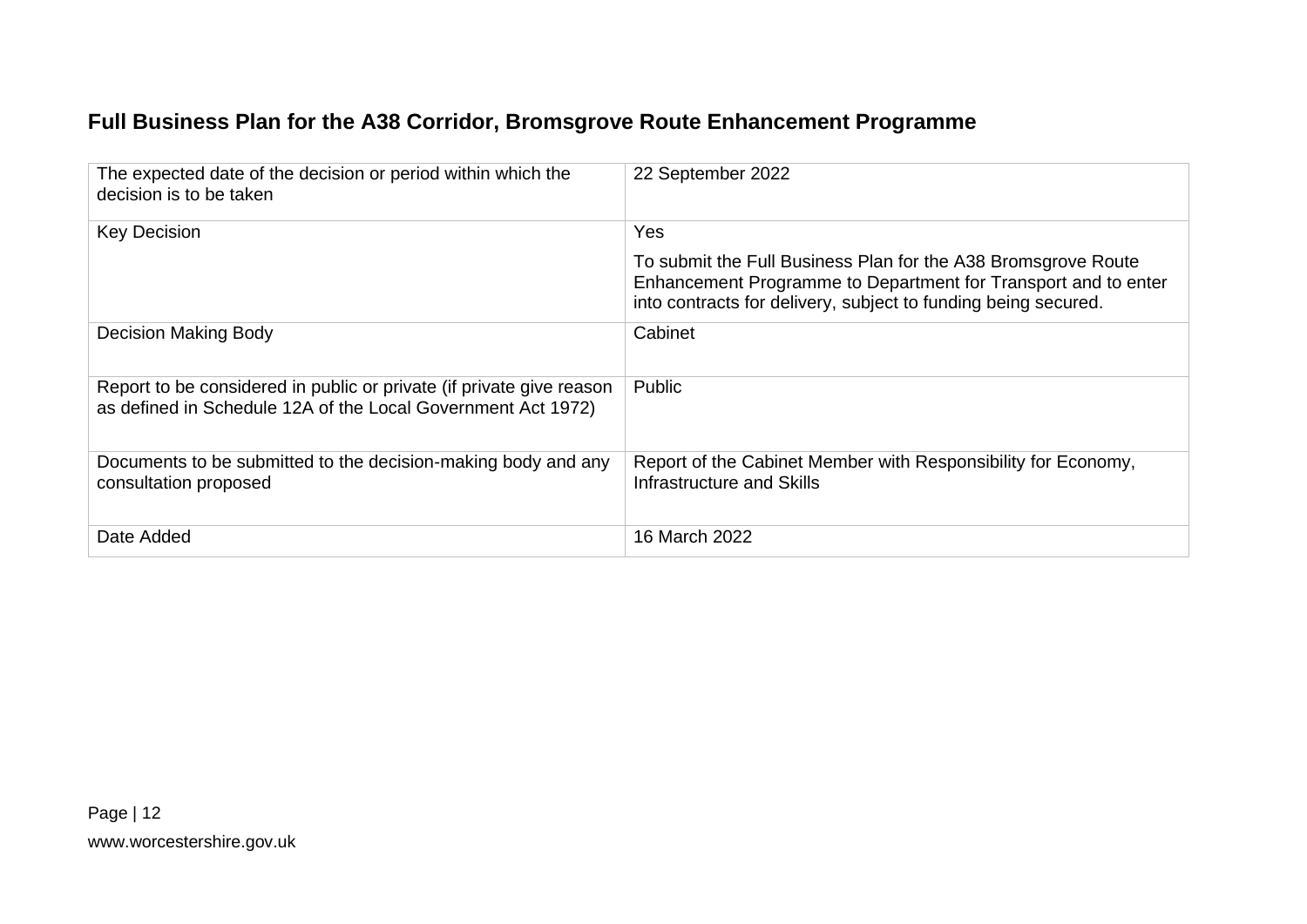## Full Business Plan for the A38 Corridor, Bromsgrove Route Enhancement Programme

| | |
|---|---|
| The expected date of the decision or period within which the decision is to be taken | 22 September 2022 |
| Key Decision | Yes<br><br>To submit the Full Business Plan for the A38 Bromsgrove Route Enhancement Programme to Department for Transport and to enter into contracts for delivery, subject to funding being secured. |
| Decision Making Body | Cabinet |
| Report to be considered in public or private (if private give reason as defined in Schedule 12A of the Local Government Act 1972) | Public |
| Documents to be submitted to the decision-making body and any consultation proposed | Report of the Cabinet Member with Responsibility for Economy, Infrastructure and Skills |
| Date Added | 16 March 2022 |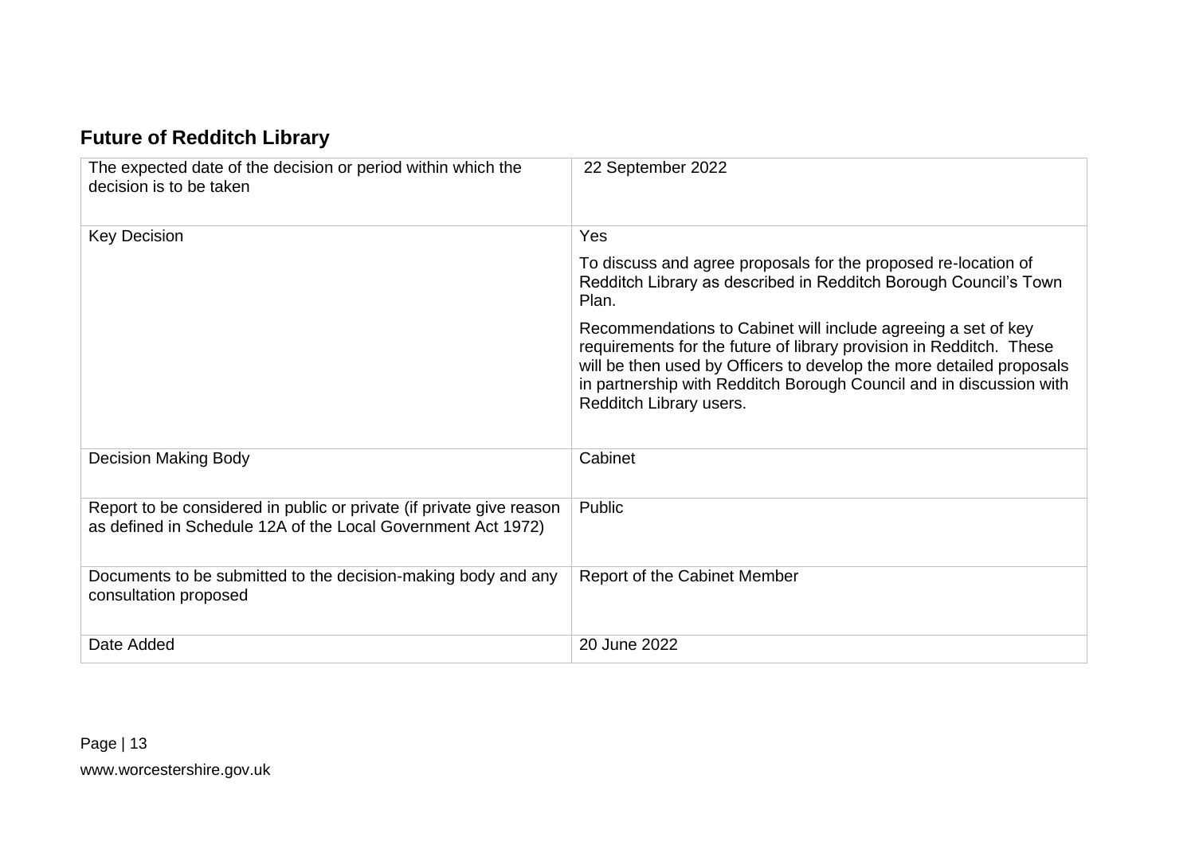## Future of Redditch Library

| | |
|---|---|
| The expected date of the decision or period within which the decision is to be taken | 22 September 2022 |
| Key Decision | Yes<br><br>To discuss and agree proposals for the proposed re-location of Redditch Library as described in Redditch Borough Council's Town Plan.<br><br>Recommendations to Cabinet will include agreeing a set of key requirements for the future of library provision in Redditch. These will be then used by Officers to develop the more detailed proposals in partnership with Redditch Borough Council and in discussion with Redditch Library users. |
| Decision Making Body | Cabinet |
| Report to be considered in public or private (if private give reason as defined in Schedule 12A of the Local Government Act 1972) | Public |
| Documents to be submitted to the decision-making body and any consultation proposed | Report of the Cabinet Member |
| Date Added | 20 June 2022 |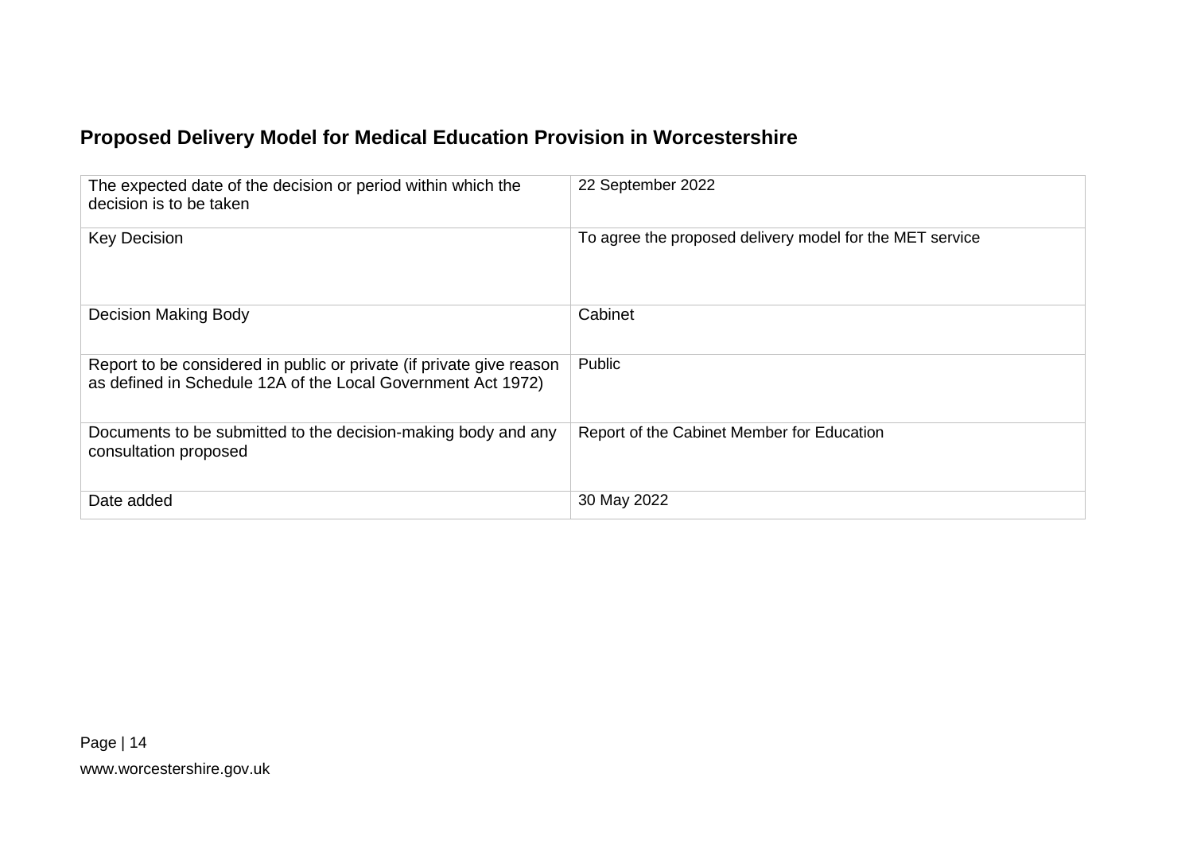## Proposed Delivery Model for Medical Education Provision in Worcestershire

| | |
|---|---|
| The expected date of the decision or period within which the decision is to be taken | 22 September 2022 |
| Key Decision | To agree the proposed delivery model for the MET service |
| Decision Making Body | Cabinet |
| Report to be considered in public or private (if private give reason as defined in Schedule 12A of the Local Government Act 1972) | Public |
| Documents to be submitted to the decision-making body and any consultation proposed | Report of the Cabinet Member for Education |
| Date added | 30 May 2022 |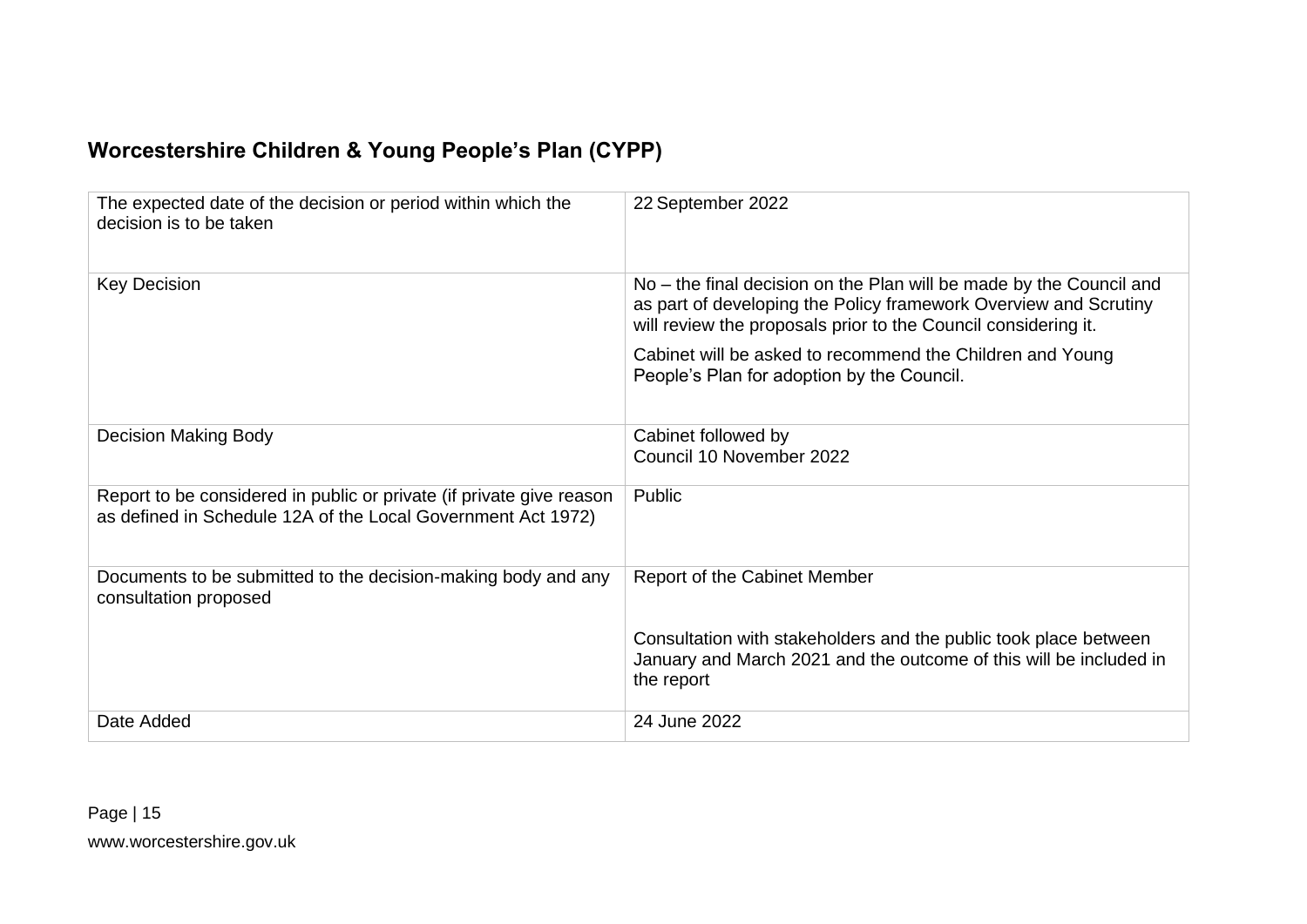## Worcestershire Children & Young People's Plan (CYPP)

| | |
|---|---|
| The expected date of the decision or period within which the decision is to be taken | 22 September 2022 |
| Key Decision | No – the final decision on the Plan will be made by the Council and as part of developing the Policy framework Overview and Scrutiny will review the proposals prior to the Council considering it.<br><br>Cabinet will be asked to recommend the Children and Young People's Plan for adoption by the Council. |
| Decision Making Body | Cabinet followed by<br>Council 10 November 2022 |
| Report to be considered in public or private (if private give reason as defined in Schedule 12A of the Local Government Act 1972) | Public |
| Documents to be submitted to the decision-making body and any consultation proposed | Report of the Cabinet Member<br><br>Consultation with stakeholders and the public took place between January and March 2021 and the outcome of this will be included in the report |
| Date Added | 24 June 2022 |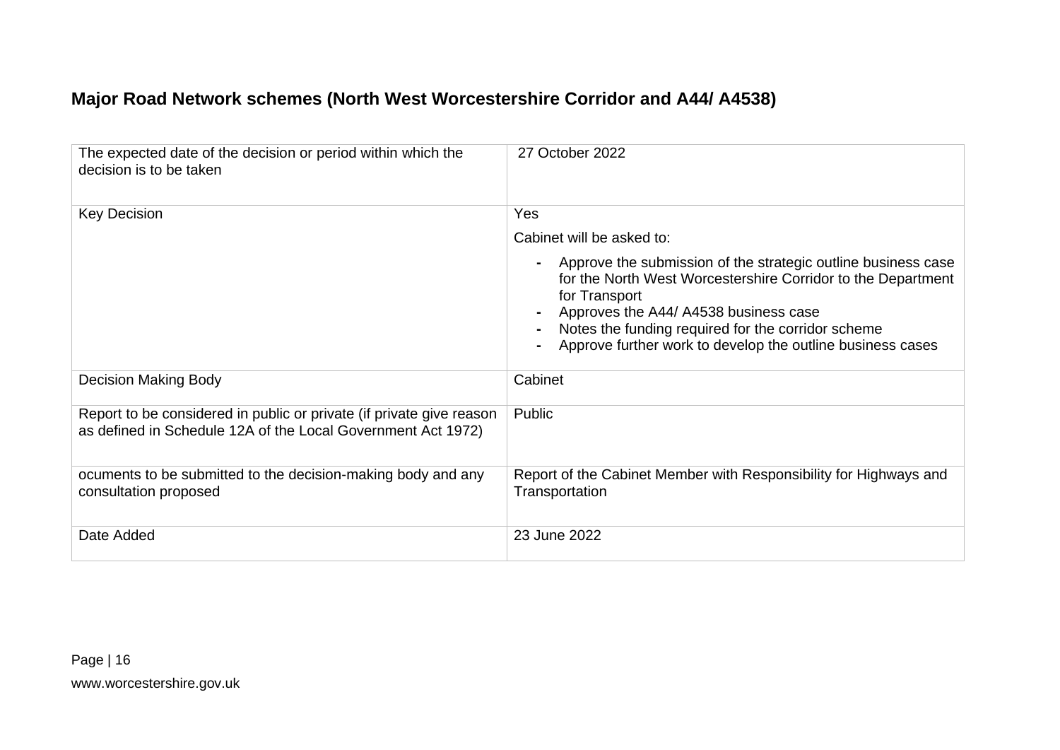## Major Road Network schemes (North West Worcestershire Corridor and A44/ A4538)

| | |
|---|---|
| The expected date of the decision or period within which the decision is to be taken | 27 October 2022 |
| Key Decision | Yes<br><br>Cabinet will be asked to:<br><br>- Approve the submission of the strategic outline business case for the North West Worcestershire Corridor to the Department for Transport<br>- Approves the A44/ A4538 business case<br>- Notes the funding required for the corridor scheme<br>- Approve further work to develop the outline business cases |
| Decision Making Body | Cabinet |
| Report to be considered in public or private (if private give reason as defined in Schedule 12A of the Local Government Act 1972) | Public |
| ocuments to be submitted to the decision-making body and any consultation proposed | Report of the Cabinet Member with Responsibility for Highways and Transportation |
| Date Added | 23 June 2022 |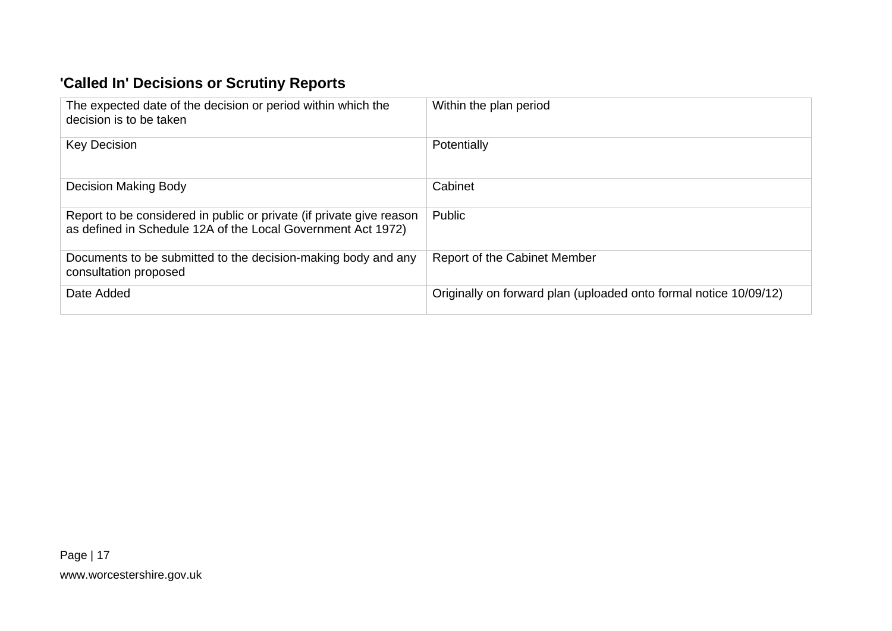## 'Called In' Decisions or Scrutiny Reports

| | |
|---|---|
| The expected date of the decision or period within which the decision is to be taken | Within the plan period |
| Key Decision | Potentially |
| Decision Making Body | Cabinet |
| Report to be considered in public or private (if private give reason as defined in Schedule 12A of the Local Government Act 1972) | Public |
| Documents to be submitted to the decision-making body and any consultation proposed | Report of the Cabinet Member |
| Date Added | Originally on forward plan (uploaded onto formal notice 10/09/12) |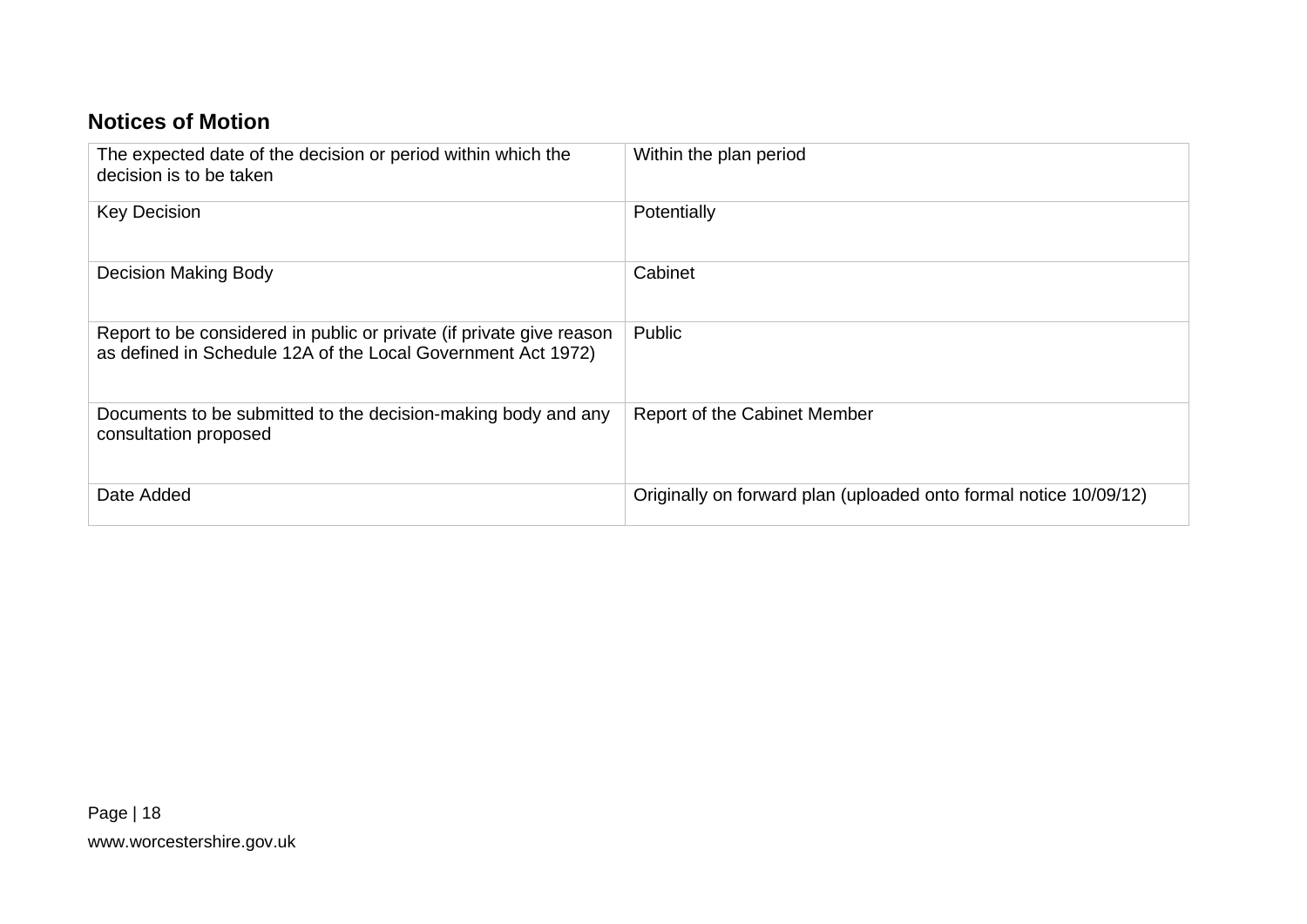## Notices of Motion

| | |
|---|---|
| The expected date of the decision or period within which the decision is to be taken | Within the plan period |
| Key Decision | Potentially |
| Decision Making Body | Cabinet |
| Report to be considered in public or private (if private give reason as defined in Schedule 12A of the Local Government Act 1972) | Public |
| Documents to be submitted to the decision-making body and any consultation proposed | Report of the Cabinet Member |
| Date Added | Originally on forward plan (uploaded onto formal notice 10/09/12) |